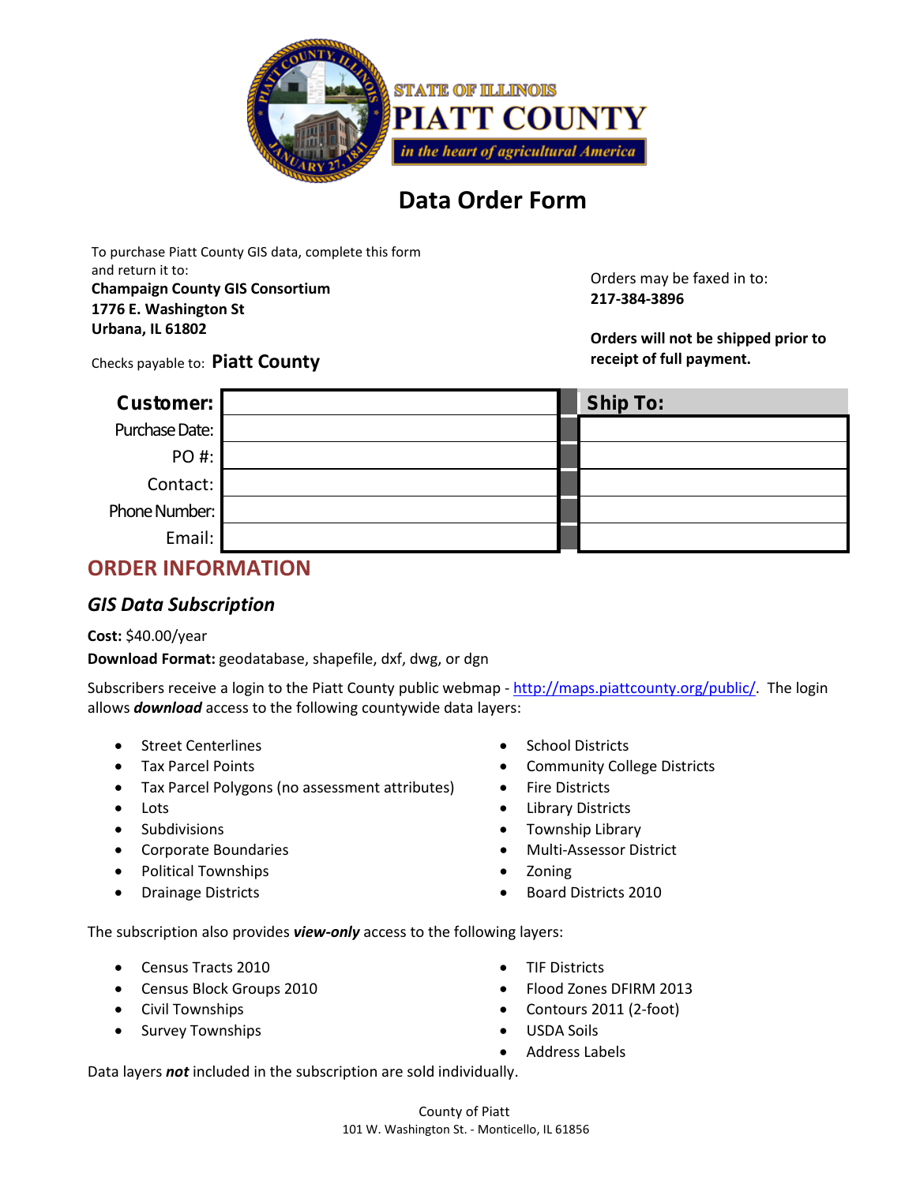STATE OF ILLINOIS
PIATT COUNTY
*in the heart of agricultural America*

# Data Order Form

To purchase Piatt County GIS data, complete this form and return it to:
**Champaign County GIS Consortium**
**1776 E. Washington St**
**Urbana, IL 61802**

Checks payable to: **Piatt County**

Orders may be faxed in to:
**217-384-3896**

**Orders will not be shipped prior to receipt of full payment.**

| **Customer:** | | **Ship To:** |
|---|---|---|
| Purchase Date: | | |
| PO #: | | |
| Contact: | | |
| Phone Number: | | |
| Email: | | |

## ORDER INFORMATION

### *GIS Data Subscription*

**Cost:** $40.00/year

**Download Format:** geodatabase, shapefile, dxf, dwg, or dgn

Subscribers receive a login to the Piatt County public webmap - http://maps.piattcounty.org/public/. The login allows ***download*** access to the following countywide data layers:

- Street Centerlines
- Tax Parcel Points
- Tax Parcel Polygons (no assessment attributes)
- Lots
- Subdivisions
- Corporate Boundaries
- Political Townships
- Drainage Districts
- School Districts
- Community College Districts
- Fire Districts
- Library Districts
- Township Library
- Multi-Assessor District
- Zoning
- Board Districts 2010

The subscription also provides ***view-only*** access to the following layers:

- Census Tracts 2010
- Census Block Groups 2010
- Civil Townships
- Survey Townships
- TIF Districts
- Flood Zones DFIRM 2013
- Contours 2011 (2-foot)
- USDA Soils
- Address Labels

Data layers ***not*** included in the subscription are sold individually.

County of Piatt
101 W. Washington St. - Monticello, IL 61856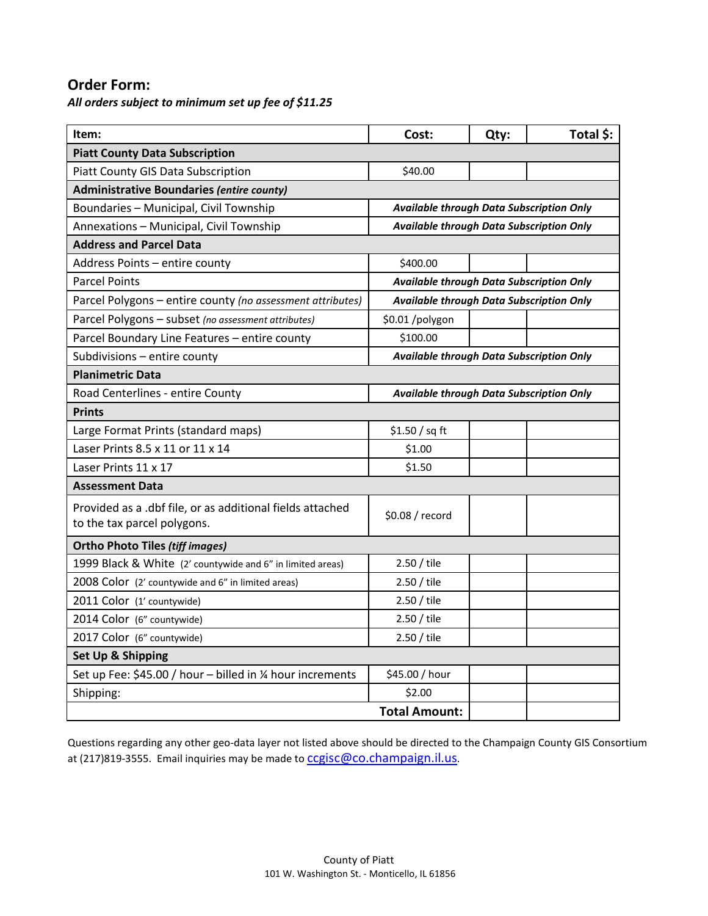## Order Form:

***All orders subject to minimum set up fee of $11.25***

| Item: | Cost: | Qty: | Total $: |
|---|---|---|---|
| **Piatt County Data Subscription** | | | |
| Piatt County GIS Data Subscription | $40.00 | | |
| **Administrative Boundaries *(entire county)*** | | | |
| Boundaries – Municipal, Civil Township | ***Available through Data Subscription Only*** | | |
| Annexations – Municipal, Civil Township | ***Available through Data Subscription Only*** | | |
| **Address and Parcel Data** | | | |
| Address Points – entire county | $400.00 | | |
| Parcel Points | ***Available through Data Subscription Only*** | | |
| Parcel Polygons – entire county *(no assessment attributes)* | ***Available through Data Subscription Only*** | | |
| Parcel Polygons – subset *(no assessment attributes)* | $0.01 /polygon | | |
| Parcel Boundary Line Features – entire county | $100.00 | | |
| Subdivisions – entire county | ***Available through Data Subscription Only*** | | |
| **Planimetric Data** | | | |
| Road Centerlines - entire County | ***Available through Data Subscription Only*** | | |
| **Prints** | | | |
| Large Format Prints (standard maps) | $1.50 / sq ft | | |
| Laser Prints 8.5 x 11 or 11 x 14 | $1.00 | | |
| Laser Prints 11 x 17 | $1.50 | | |
| **Assessment Data** | | | |
| Provided as a .dbf file, or as additional fields attached to the tax parcel polygons. | $0.08 / record | | |
| **Ortho Photo Tiles *(tiff images)*** | | | |
| 1999 Black & White (2' countywide and 6" in limited areas) | 2.50 / tile | | |
| 2008 Color (2' countywide and 6" in limited areas) | 2.50 / tile | | |
| 2011 Color (1' countywide) | 2.50 / tile | | |
| 2014 Color (6" countywide) | 2.50 / tile | | |
| 2017 Color (6" countywide) | 2.50 / tile | | |
| **Set Up & Shipping** | | | |
| Set up Fee: $45.00 / hour – billed in ¼ hour increments | $45.00 / hour | | |
| Shipping: | $2.00 | | |
| | **Total Amount:** | | |

Questions regarding any other geo-data layer not listed above should be directed to the Champaign County GIS Consortium at (217)819-3555. Email inquiries may be made to ccgisc@co.champaign.il.us.

County of Piatt
101 W. Washington St. - Monticello, IL 61856